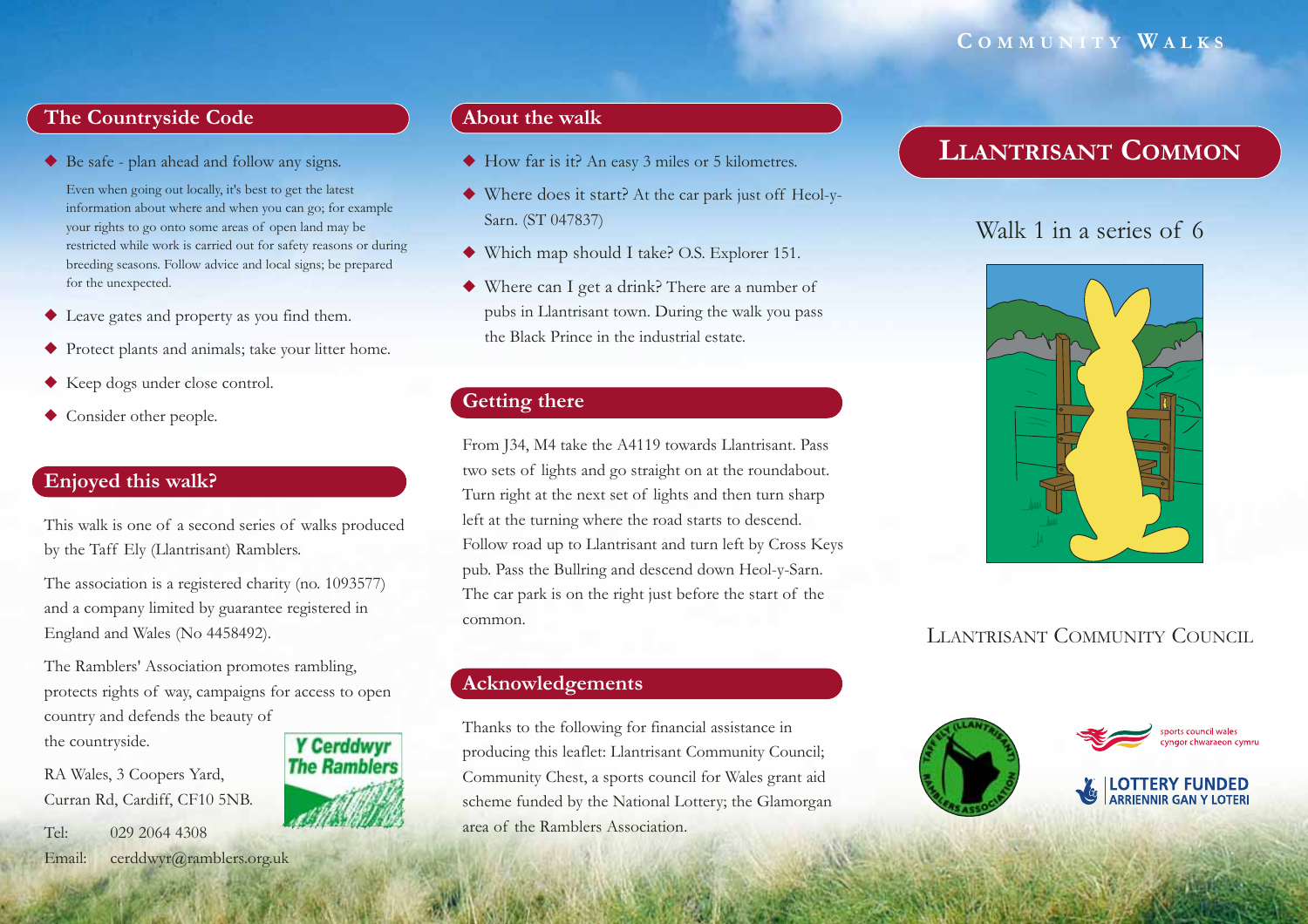# Community Walks

## Llantrisant Common

Walk 1 in a series of 6

Llantrisant Community Council

## The Countryside Code

- Be safe - plan ahead and follow any signs.

  Even when going out locally, it's best to get the latest information about where and when you can go; for example your rights to go onto some areas of open land may be restricted while work is carried out for safety reasons or during breeding seasons. Follow advice and local signs; be prepared for the unexpected.

- Leave gates and property as you find them.
- Protect plants and animals; take your litter home.
- Keep dogs under close control.
- Consider other people.

## Enjoyed this walk?

This walk is one of a second series of walks produced by the Taff Ely (Llantrisant) Ramblers.

The association is a registered charity (no. 1093577) and a company limited by guarantee registered in England and Wales (No 4458492).

The Ramblers' Association promotes rambling, protects rights of way, campaigns for access to open country and defends the beauty of the countryside.

Y Cerddwyr The Ramblers

RA Wales, 3 Coopers Yard,
Curran Rd, Cardiff, CF10 5NB.

Tel: 029 2064 4308
Email: cerddwyr@ramblers.org.uk

## About the walk

- How far is it? An easy 3 miles or 5 kilometres.
- Where does it start? At the car park just off Heol-y-Sarn. (ST 047837)
- Which map should I take? O.S. Explorer 151.
- Where can I get a drink? There are a number of pubs in Llantrisant town. During the walk you pass the Black Prince in the industrial estate.

## Getting there

From J34, M4 take the A4119 towards Llantrisant. Pass two sets of lights and go straight on at the roundabout. Turn right at the next set of lights and then turn sharp left at the turning where the road starts to descend. Follow road up to Llantrisant and turn left by Cross Keys pub. Pass the Bullring and descend down Heol-y-Sarn. The car park is on the right just before the start of the common.

## Acknowledgements

Thanks to the following for financial assistance in producing this leaflet: Llantrisant Community Council; Community Chest, a sports council for Wales grant aid scheme funded by the National Lottery; the Glamorgan area of the Ramblers Association.

Taff Ely (Llantrisant) Ramblers Association

sports council wales
cyngor chwaraeon cymru

LOTTERY FUNDED
ARRIENNIR GAN Y LOTERI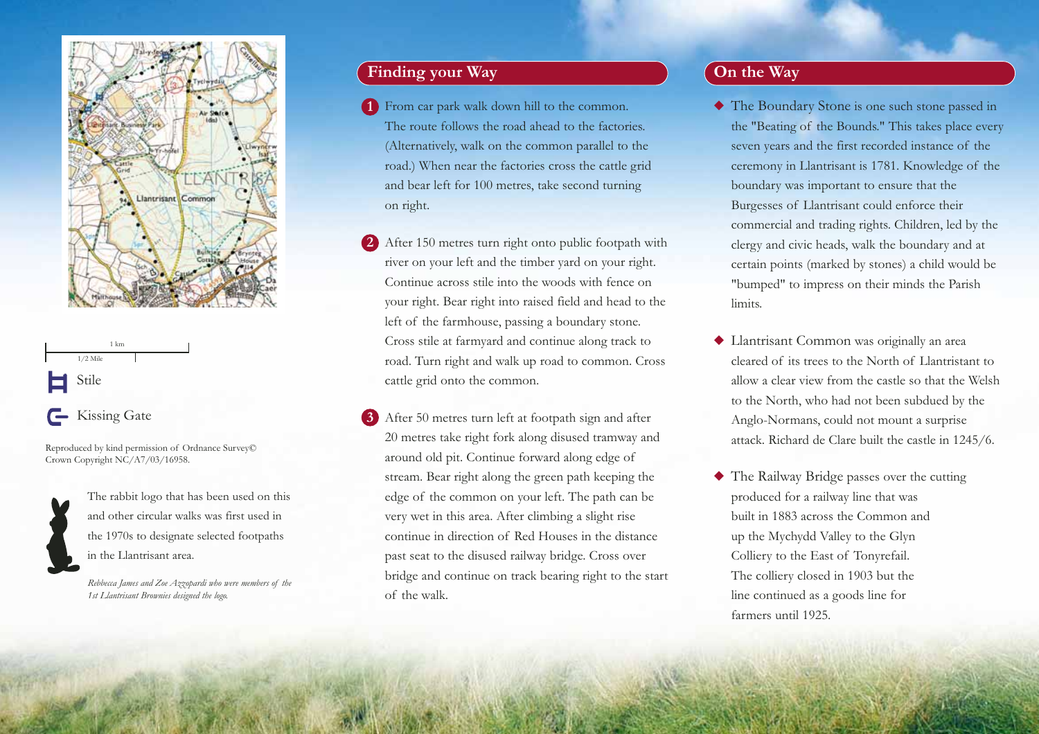1 km

1/2 Mile

Stile

Kissing Gate

Reproduced by kind permission of Ordnance Survey© Crown Copyright NC/A7/03/16958.

The rabbit logo that has been used on this and other circular walks was first used in the 1970s to designate selected footpaths in the Llantrisant area.

*Rebbecca James and Zoe Azzopardi who were members of the 1st Llantrisant Brownies designed the logo.*

## Finding your Way

1. From car park walk down hill to the common. The route follows the road ahead to the factories. (Alternatively, walk on the common parallel to the road.) When near the factories cross the cattle grid and bear left for 100 metres, take second turning on right.

2. After 150 metres turn right onto public footpath with river on your left and the timber yard on your right. Continue across stile into the woods with fence on your right. Bear right into raised field and head to the left of the farmhouse, passing a boundary stone. Cross stile at farmyard and continue along track to road. Turn right and walk up road to common. Cross cattle grid onto the common.

3. After 50 metres turn left at footpath sign and after 20 metres take right fork along disused tramway and around old pit. Continue forward along edge of stream. Bear right along the green path keeping the edge of the common on your left. The path can be very wet in this area. After climbing a slight rise continue in direction of Red Houses in the distance past seat to the disused railway bridge. Cross over bridge and continue on track bearing right to the start of the walk.

## On the Way

- The Boundary Stone is one such stone passed in the "Beating of the Bounds." This takes place every seven years and the first recorded instance of the ceremony in Llantrisant is 1781. Knowledge of the boundary was important to ensure that the Burgesses of Llantrisant could enforce their commercial and trading rights. Children, led by the clergy and civic heads, walk the boundary and at certain points (marked by stones) a child would be "bumped" to impress on their minds the Parish limits.

- Llantrisant Common was originally an area cleared of its trees to the North of Llantristant to allow a clear view from the castle so that the Welsh to the North, who had not been subdued by the Anglo-Normans, could not mount a surprise attack. Richard de Clare built the castle in 1245/6.

- The Railway Bridge passes over the cutting produced for a railway line that was built in 1883 across the Common and up the Mychydd Valley to the Glyn Colliery to the East of Tonyrefail. The colliery closed in 1903 but the line continued as a goods line for farmers until 1925.